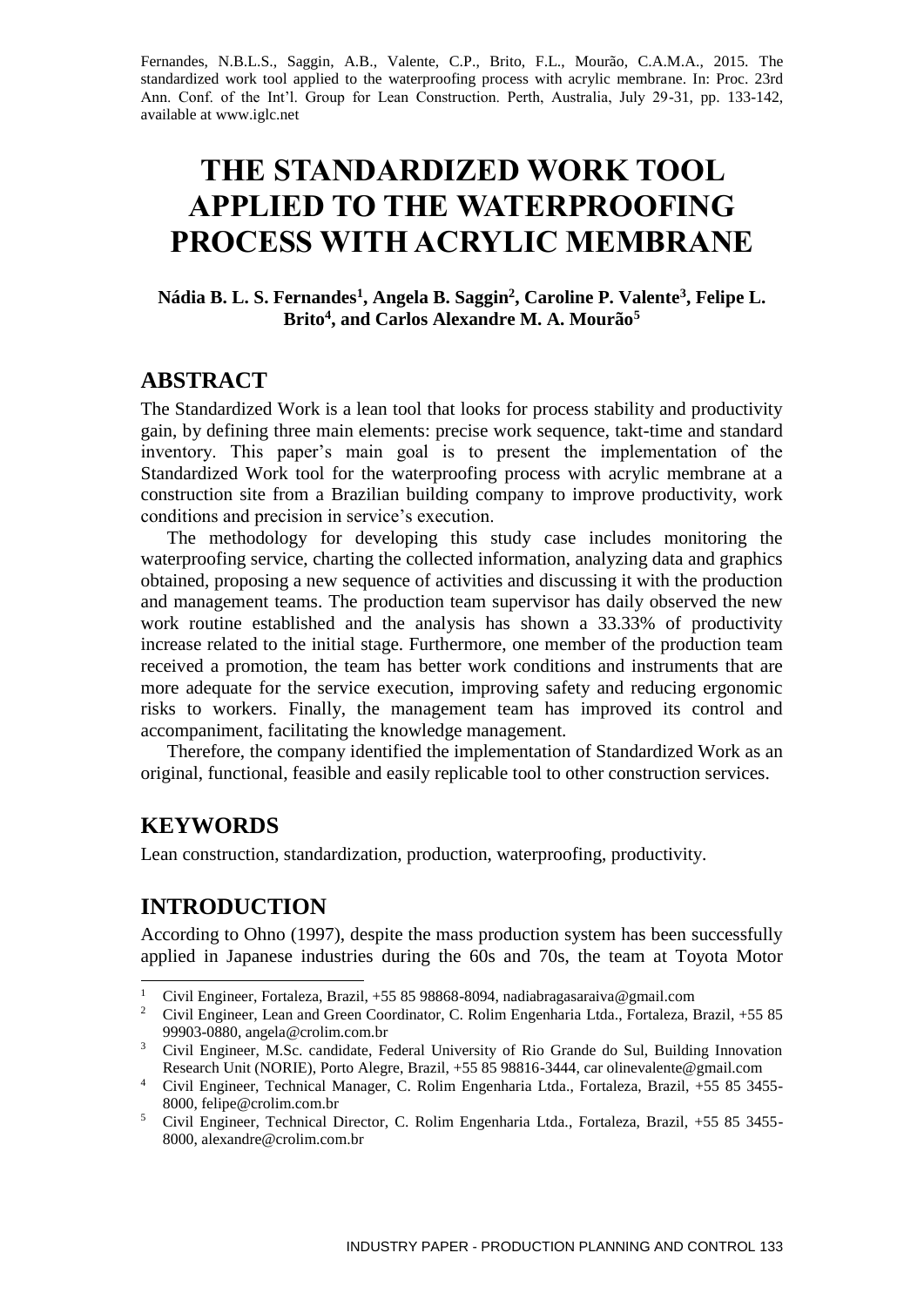Fernandes, N.B.L.S., Saggin, A.B., Valente, C.P., Brito, F.L., Mourão, C.A.M.A., 2015. The standardized work tool applied to the waterproofing process with acrylic membrane. In: Proc. 23rd Ann. Conf. of the Int'l. Group for Lean Construction. Perth, Australia, July 29-31, pp. 133-142, available at www.iglc.net

# THE STANDARDIZED WORK TOOL APPLIED TO THE WATERPROOFING PROCESS WITH ACRYLIC MEMBRANE

**Nádia B. L. S. Fernandes[1], Angela B. Saggin[2], Caroline P. Valente[3], Felipe L. Brito[4], and Carlos Alexandre M. A. Mourão[5]**

## ABSTRACT

The Standardized Work is a lean tool that looks for process stability and productivity gain, by defining three main elements: precise work sequence, takt-time and standard inventory. This paper's main goal is to present the implementation of the Standardized Work tool for the waterproofing process with acrylic membrane at a construction site from a Brazilian building company to improve productivity, work conditions and precision in service's execution.

The methodology for developing this study case includes monitoring the waterproofing service, charting the collected information, analyzing data and graphics obtained, proposing a new sequence of activities and discussing it with the production and management teams. The production team supervisor has daily observed the new work routine established and the analysis has shown a 33.33% of productivity increase related to the initial stage. Furthermore, one member of the production team received a promotion, the team has better work conditions and instruments that are more adequate for the service execution, improving safety and reducing ergonomic risks to workers. Finally, the management team has improved its control and accompaniment, facilitating the knowledge management.

Therefore, the company identified the implementation of Standardized Work as an original, functional, feasible and easily replicable tool to other construction services.

## KEYWORDS

Lean construction, standardization, production, waterproofing, productivity.

## INTRODUCTION

According to Ohno (1997), despite the mass production system has been successfully applied in Japanese industries during the 60s and 70s, the team at Toyota Motor

---

[1] Civil Engineer, Fortaleza, Brazil, +55 85 98868-8094, nadiabragasaraiva@gmail.com

[2] Civil Engineer, Lean and Green Coordinator, C. Rolim Engenharia Ltda., Fortaleza, Brazil, +55 85 99903-0880, angela@crolim.com.br

[3] Civil Engineer, M.Sc. candidate, Federal University of Rio Grande do Sul, Building Innovation Research Unit (NORIE), Porto Alegre, Brazil, +55 85 98816-3444, car olinevalente@gmail.com

[4] Civil Engineer, Technical Manager, C. Rolim Engenharia Ltda., Fortaleza, Brazil, +55 85 3455-8000, felipe@crolim.com.br

[5] Civil Engineer, Technical Director, C. Rolim Engenharia Ltda., Fortaleza, Brazil, +55 85 3455-8000, alexandre@crolim.com.br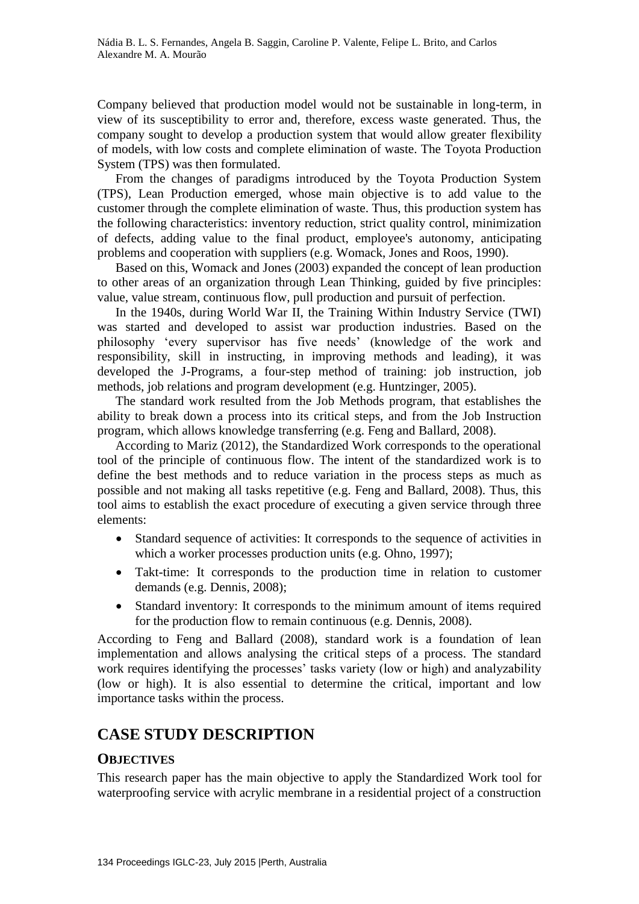Company believed that production model would not be sustainable in long-term, in view of its susceptibility to error and, therefore, excess waste generated. Thus, the company sought to develop a production system that would allow greater flexibility of models, with low costs and complete elimination of waste. The Toyota Production System (TPS) was then formulated.

From the changes of paradigms introduced by the Toyota Production System (TPS), Lean Production emerged, whose main objective is to add value to the customer through the complete elimination of waste. Thus, this production system has the following characteristics: inventory reduction, strict quality control, minimization of defects, adding value to the final product, employee's autonomy, anticipating problems and cooperation with suppliers (e.g. Womack, Jones and Roos, 1990).

Based on this, Womack and Jones (2003) expanded the concept of lean production to other areas of an organization through Lean Thinking, guided by five principles: value, value stream, continuous flow, pull production and pursuit of perfection.

In the 1940s, during World War II, the Training Within Industry Service (TWI) was started and developed to assist war production industries. Based on the philosophy 'every supervisor has five needs' (knowledge of the work and responsibility, skill in instructing, in improving methods and leading), it was developed the J-Programs, a four-step method of training: job instruction, job methods, job relations and program development (e.g. Huntzinger, 2005).

The standard work resulted from the Job Methods program, that establishes the ability to break down a process into its critical steps, and from the Job Instruction program, which allows knowledge transferring (e.g. Feng and Ballard, 2008).

According to Mariz (2012), the Standardized Work corresponds to the operational tool of the principle of continuous flow. The intent of the standardized work is to define the best methods and to reduce variation in the process steps as much as possible and not making all tasks repetitive (e.g. Feng and Ballard, 2008). Thus, this tool aims to establish the exact procedure of executing a given service through three elements:

- Standard sequence of activities: It corresponds to the sequence of activities in which a worker processes production units (e.g. Ohno, 1997);
- Takt-time: It corresponds to the production time in relation to customer demands (e.g. Dennis, 2008);
- Standard inventory: It corresponds to the minimum amount of items required for the production flow to remain continuous (e.g. Dennis, 2008).

According to Feng and Ballard (2008), standard work is a foundation of lean implementation and allows analysing the critical steps of a process. The standard work requires identifying the processes' tasks variety (low or high) and analyzability (low or high). It is also essential to determine the critical, important and low importance tasks within the process.

# CASE STUDY DESCRIPTION

## OBJECTIVES

This research paper has the main objective to apply the Standardized Work tool for waterproofing service with acrylic membrane in a residential project of a construction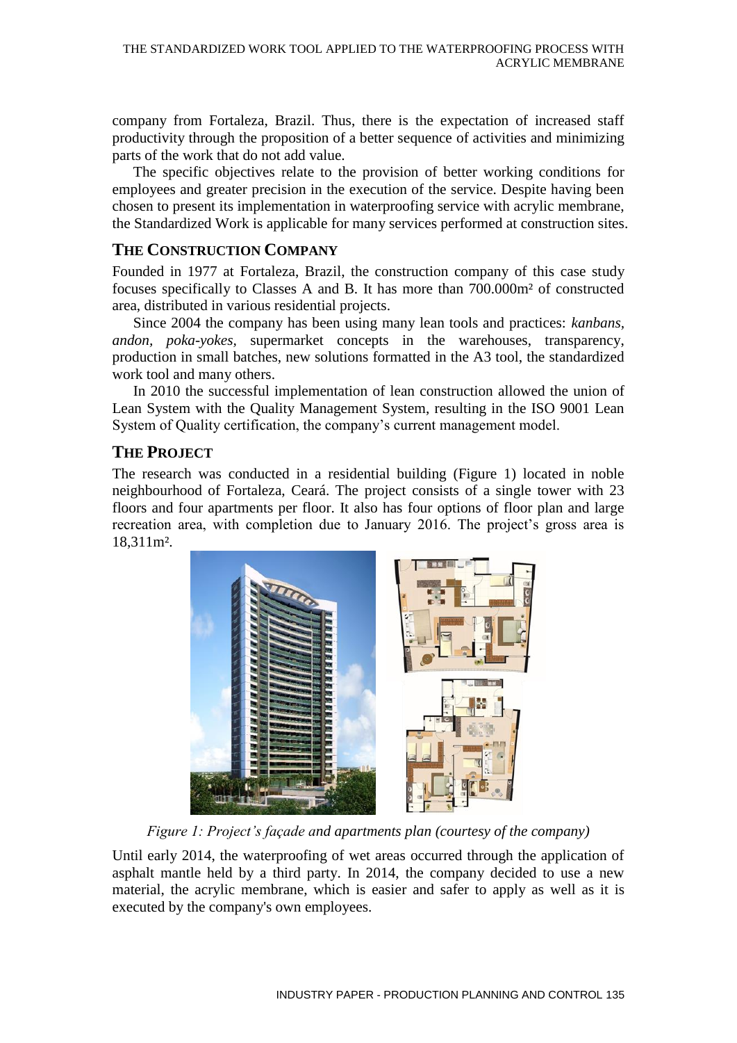company from Fortaleza, Brazil. Thus, there is the expectation of increased staff productivity through the proposition of a better sequence of activities and minimizing parts of the work that do not add value.

The specific objectives relate to the provision of better working conditions for employees and greater precision in the execution of the service. Despite having been chosen to present its implementation in waterproofing service with acrylic membrane, the Standardized Work is applicable for many services performed at construction sites.

## THE CONSTRUCTION COMPANY

Founded in 1977 at Fortaleza, Brazil, the construction company of this case study focuses specifically to Classes A and B. It has more than 700.000m² of constructed area, distributed in various residential projects.

Since 2004 the company has been using many lean tools and practices: *kanbans*, *andon*, *poka-yokes*, supermarket concepts in the warehouses, transparency, production in small batches, new solutions formatted in the A3 tool, the standardized work tool and many others.

In 2010 the successful implementation of lean construction allowed the union of Lean System with the Quality Management System, resulting in the ISO 9001 Lean System of Quality certification, the company's current management model.

## THE PROJECT

The research was conducted in a residential building (Figure 1) located in noble neighbourhood of Fortaleza, Ceará. The project consists of a single tower with 23 floors and four apartments per floor. It also has four options of floor plan and large recreation area, with completion due to January 2016. The project's gross area is 18,311m².

*Figure 1: Project's façade and apartments plan (courtesy of the company)*

Until early 2014, the waterproofing of wet areas occurred through the application of asphalt mantle held by a third party. In 2014, the company decided to use a new material, the acrylic membrane, which is easier and safer to apply as well as it is executed by the company's own employees.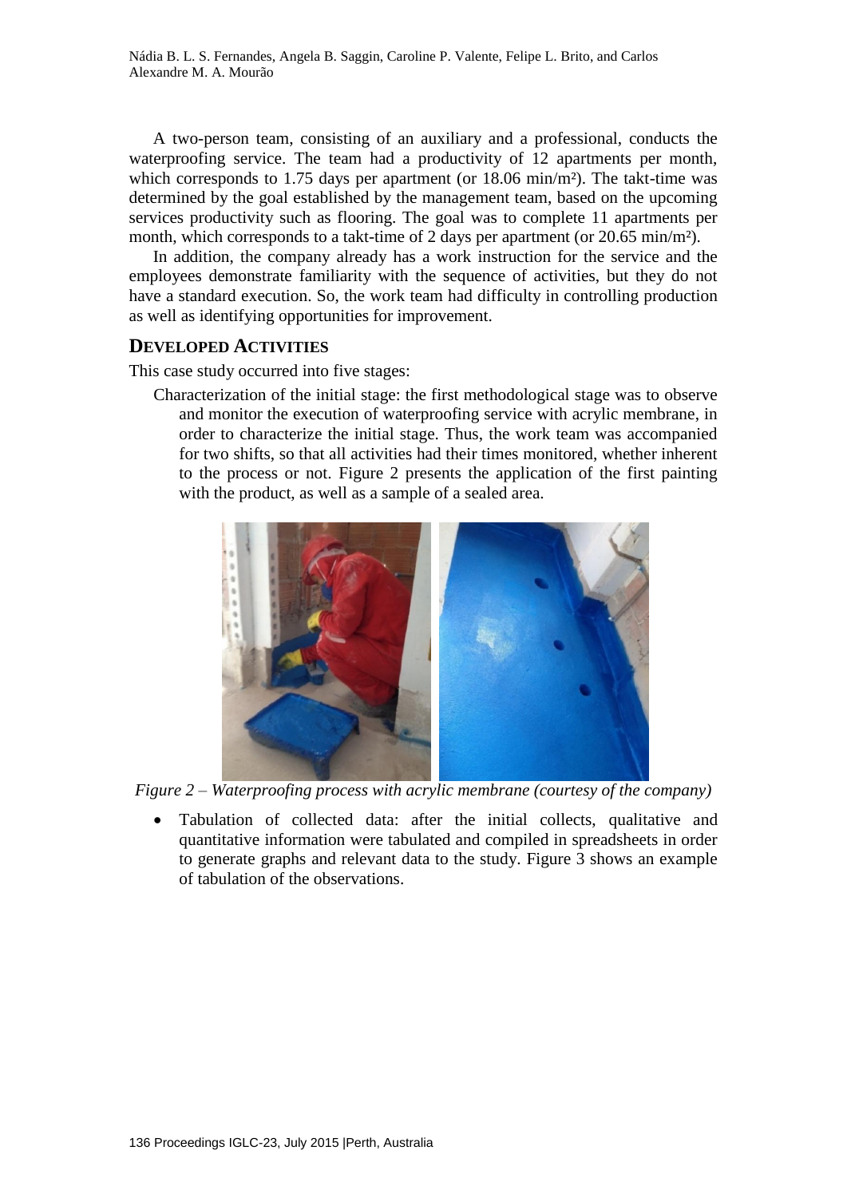A two-person team, consisting of an auxiliary and a professional, conducts the waterproofing service. The team had a productivity of 12 apartments per month, which corresponds to 1.75 days per apartment (or 18.06 min/m²). The takt-time was determined by the goal established by the management team, based on the upcoming services productivity such as flooring. The goal was to complete 11 apartments per month, which corresponds to a takt-time of 2 days per apartment (or 20.65 min/m²).

In addition, the company already has a work instruction for the service and the employees demonstrate familiarity with the sequence of activities, but they do not have a standard execution. So, the work team had difficulty in controlling production as well as identifying opportunities for improvement.

## DEVELOPED ACTIVITIES

This case study occurred into five stages:

Characterization of the initial stage: the first methodological stage was to observe and monitor the execution of waterproofing service with acrylic membrane, in order to characterize the initial stage. Thus, the work team was accompanied for two shifts, so that all activities had their times monitored, whether inherent to the process or not. Figure 2 presents the application of the first painting with the product, as well as a sample of a sealed area.

*Figure 2 – Waterproofing process with acrylic membrane (courtesy of the company)*

- Tabulation of collected data: after the initial collects, qualitative and quantitative information were tabulated and compiled in spreadsheets in order to generate graphs and relevant data to the study. Figure 3 shows an example of tabulation of the observations.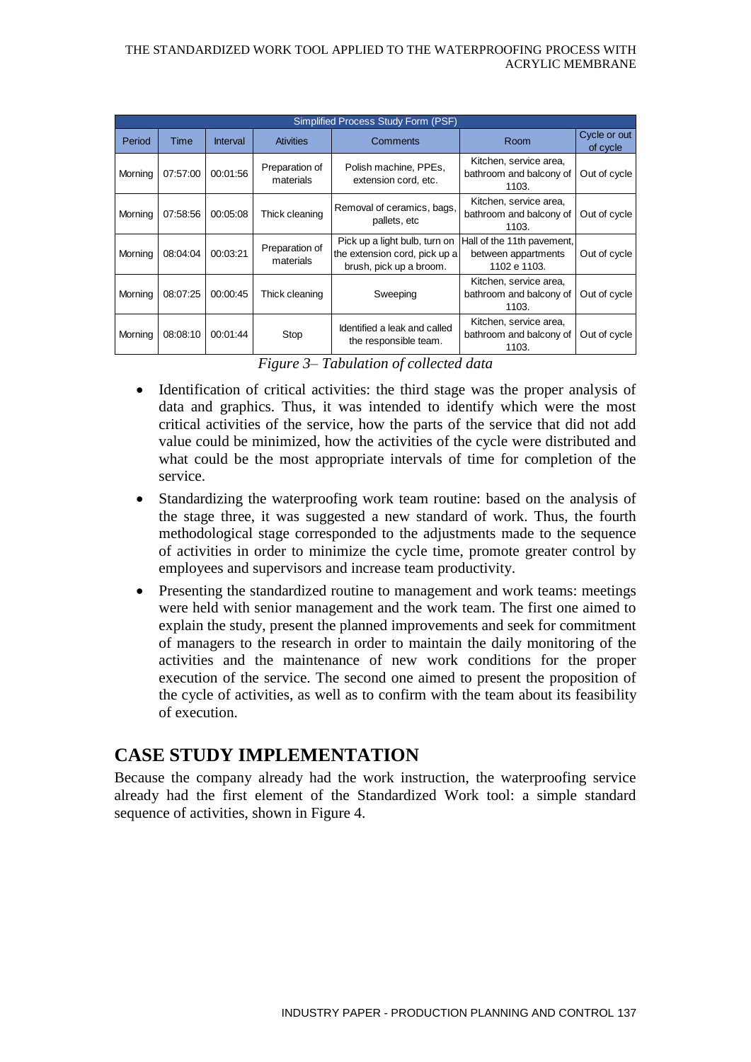| Simplified Process Study Form (PSF) | | | | | | |
|---|---|---|---|---|---|---|
| Period | Time | Interval | Ativities | Comments | Room | Cycle or out of cycle |
| Morning | 07:57:00 | 00:01:56 | Preparation of materials | Polish machine, PPEs, extension cord, etc. | Kitchen, service area, bathroom and balcony of 1103. | Out of cycle |
| Morning | 07:58:56 | 00:05:08 | Thick cleaning | Removal of ceramics, bags, pallets, etc | Kitchen, service area, bathroom and balcony of 1103. | Out of cycle |
| Morning | 08:04:04 | 00:03:21 | Preparation of materials | Pick up a light bulb, turn on the extension cord, pick up a brush, pick up a broom. | Hall of the 11th pavement, between appartments 1102 e 1103. | Out of cycle |
| Morning | 08:07:25 | 00:00:45 | Thick cleaning | Sweeping | Kitchen, service area, bathroom and balcony of 1103. | Out of cycle |
| Morning | 08:08:10 | 00:01:44 | Stop | Identified a leak and called the responsible team. | Kitchen, service area, bathroom and balcony of 1103. | Out of cycle |

*Figure 3– Tabulation of collected data*

- Identification of critical activities: the third stage was the proper analysis of data and graphics. Thus, it was intended to identify which were the most critical activities of the service, how the parts of the service that did not add value could be minimized, how the activities of the cycle were distributed and what could be the most appropriate intervals of time for completion of the service.
- Standardizing the waterproofing work team routine: based on the analysis of the stage three, it was suggested a new standard of work. Thus, the fourth methodological stage corresponded to the adjustments made to the sequence of activities in order to minimize the cycle time, promote greater control by employees and supervisors and increase team productivity.
- Presenting the standardized routine to management and work teams: meetings were held with senior management and the work team. The first one aimed to explain the study, present the planned improvements and seek for commitment of managers to the research in order to maintain the daily monitoring of the activities and the maintenance of new work conditions for the proper execution of the service. The second one aimed to present the proposition of the cycle of activities, as well as to confirm with the team about its feasibility of execution.

## CASE STUDY IMPLEMENTATION

Because the company already had the work instruction, the waterproofing service already had the first element of the Standardized Work tool: a simple standard sequence of activities, shown in Figure 4.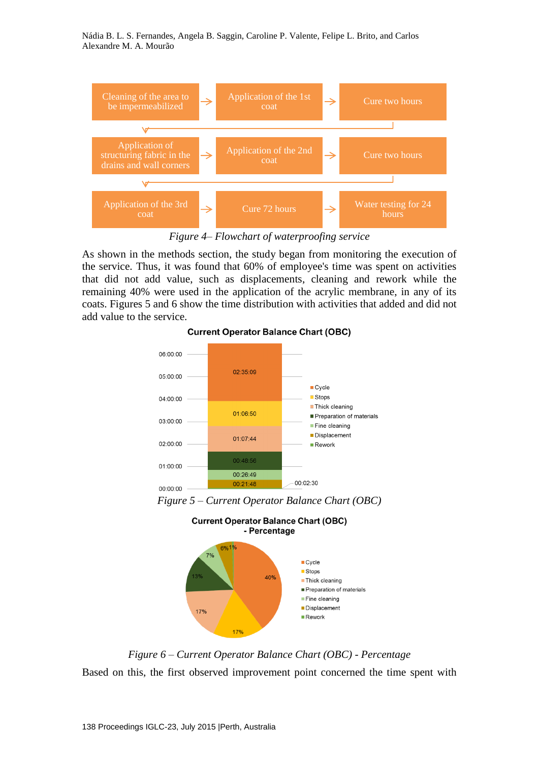Figure 4– Flowchart of waterproofing service

As shown in the methods section, the study began from monitoring the execution of the service. Thus, it was found that 60% of employee's time was spent on activities that did not add value, such as displacements, cleaning and rework while the remaining 40% were used in the application of the acrylic membrane, in any of its coats. Figures 5 and 6 show the time distribution with activities that added and did not add value to the service.

Figure 5 – Current Operator Balance Chart (OBC)

Figure 6 – Current Operator Balance Chart (OBC) - Percentage

Based on this, the first observed improvement point concerned the time spent with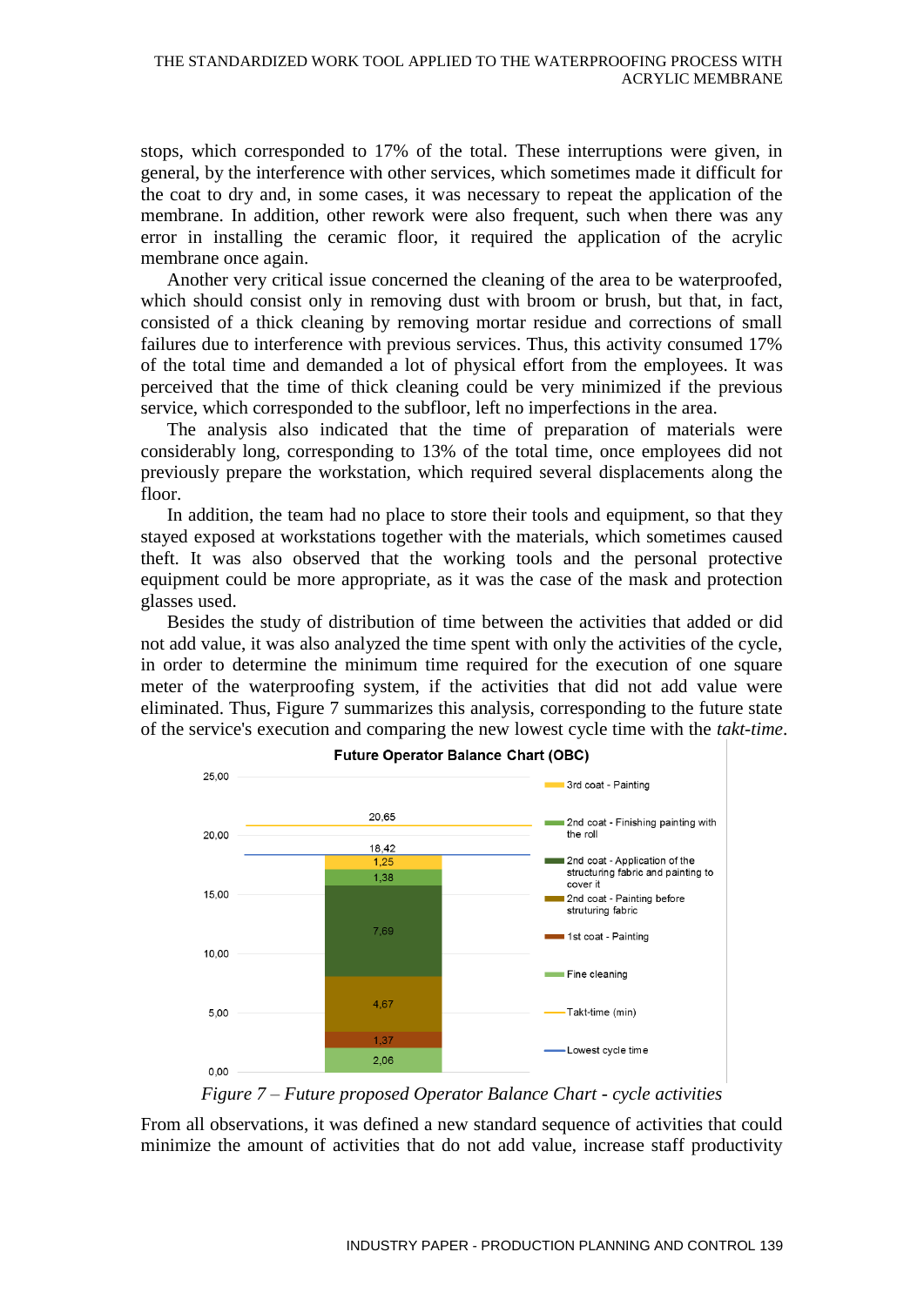stops, which corresponded to 17% of the total. These interruptions were given, in general, by the interference with other services, which sometimes made it difficult for the coat to dry and, in some cases, it was necessary to repeat the application of the membrane. In addition, other rework were also frequent, such when there was any error in installing the ceramic floor, it required the application of the acrylic membrane once again.

Another very critical issue concerned the cleaning of the area to be waterproofed, which should consist only in removing dust with broom or brush, but that, in fact, consisted of a thick cleaning by removing mortar residue and corrections of small failures due to interference with previous services. Thus, this activity consumed 17% of the total time and demanded a lot of physical effort from the employees. It was perceived that the time of thick cleaning could be very minimized if the previous service, which corresponded to the subfloor, left no imperfections in the area.

The analysis also indicated that the time of preparation of materials were considerably long, corresponding to 13% of the total time, once employees did not previously prepare the workstation, which required several displacements along the floor.

In addition, the team had no place to store their tools and equipment, so that they stayed exposed at workstations together with the materials, which sometimes caused theft. It was also observed that the working tools and the personal protective equipment could be more appropriate, as it was the case of the mask and protection glasses used.

Besides the study of distribution of time between the activities that added or did not add value, it was also analyzed the time spent with only the activities of the cycle, in order to determine the minimum time required for the execution of one square meter of the waterproofing system, if the activities that did not add value were eliminated. Thus, Figure 7 summarizes this analysis, corresponding to the future state of the service's execution and comparing the new lowest cycle time with the *takt-time*.

*Figure 7 – Future proposed Operator Balance Chart - cycle activities*

From all observations, it was defined a new standard sequence of activities that could minimize the amount of activities that do not add value, increase staff productivity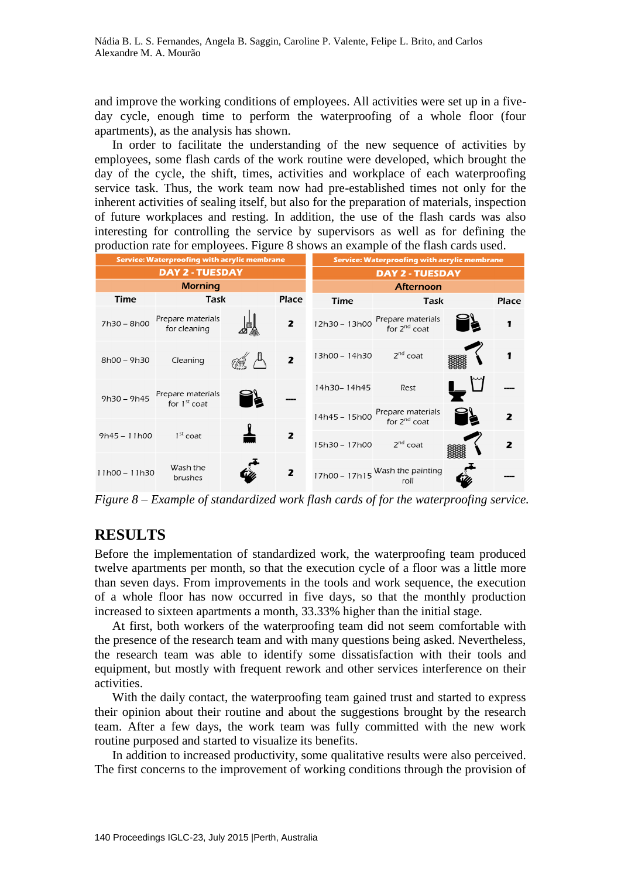and improve the working conditions of employees. All activities were set up in a five-day cycle, enough time to perform the waterproofing of a whole floor (four apartments), as the analysis has shown.

In order to facilitate the understanding of the new sequence of activities by employees, some flash cards of the work routine were developed, which brought the day of the cycle, the shift, times, activities and workplace of each waterproofing service task. Thus, the work team now had pre-established times not only for the inherent activities of sealing itself, but also for the preparation of materials, inspection of future workplaces and resting. In addition, the use of the flash cards was also interesting for controlling the service by supervisors as well as for defining the production rate for employees. Figure 8 shows an example of the flash cards used.

| Service: Waterproofing with acrylic membrane | | |
|---|---|---|
| **DAY 2 - TUESDAY** | | |
| **Morning** | | |
| **Time** | **Task** | **Place** |
| 7h30 – 8h00 | Prepare materials for cleaning | 2 |
| 8h00 – 9h30 | Cleaning | 2 |
| 9h30 – 9h45 | Prepare materials for 1st coat | — |
| 9h45 – 11h00 | 1st coat | 2 |
| 11h00 – 11h30 | Wash the brushes | 2 |

| Service: Waterproofing with acrylic membrane | | |
|---|---|---|
| **DAY 2 - TUESDAY** | | |
| **Afternoon** | | |
| **Time** | **Task** | **Place** |
| 12h30 – 13h00 | Prepare materials for 2nd coat | 1 |
| 13h00 – 14h30 | 2nd coat | 1 |
| 14h30– 14h45 | Rest | — |
| 14h45 – 15h00 | Prepare materials for 2nd coat | 2 |
| 15h30 – 17h00 | 2nd coat | 2 |
| 17h00 – 17h15 | Wash the painting roll | — |

*Figure 8 – Example of standardized work flash cards of for the waterproofing service.*

## RESULTS

Before the implementation of standardized work, the waterproofing team produced twelve apartments per month, so that the execution cycle of a floor was a little more than seven days. From improvements in the tools and work sequence, the execution of a whole floor has now occurred in five days, so that the monthly production increased to sixteen apartments a month, 33.33% higher than the initial stage.

At first, both workers of the waterproofing team did not seem comfortable with the presence of the research team and with many questions being asked. Nevertheless, the research team was able to identify some dissatisfaction with their tools and equipment, but mostly with frequent rework and other services interference on their activities.

With the daily contact, the waterproofing team gained trust and started to express their opinion about their routine and about the suggestions brought by the research team. After a few days, the work team was fully committed with the new work routine purposed and started to visualize its benefits.

In addition to increased productivity, some qualitative results were also perceived. The first concerns to the improvement of working conditions through the provision of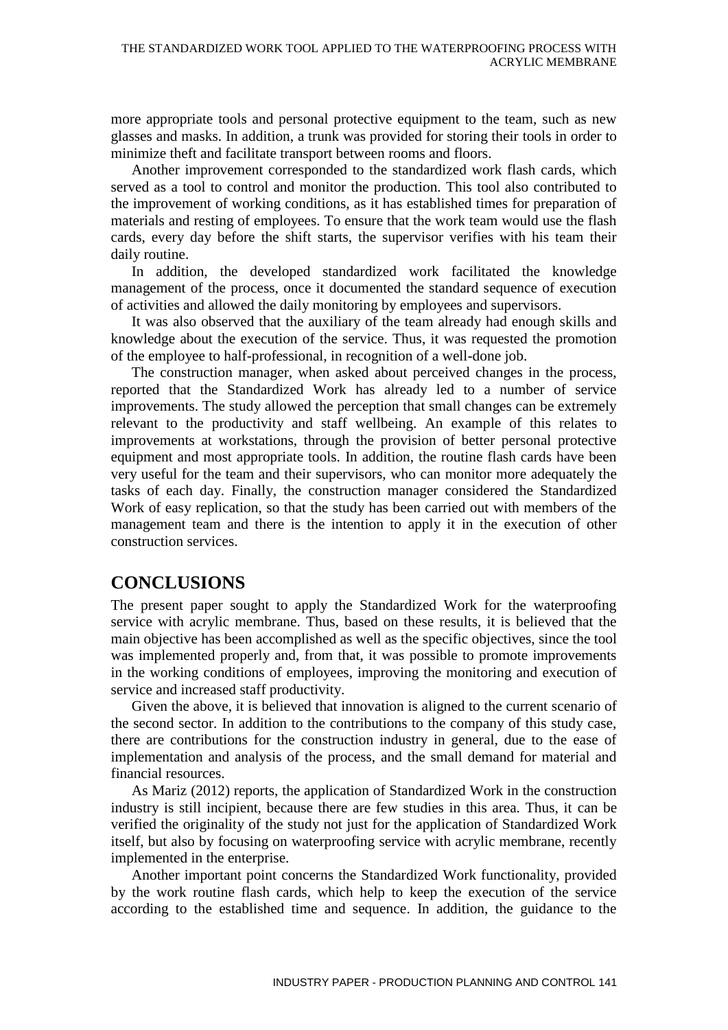more appropriate tools and personal protective equipment to the team, such as new glasses and masks. In addition, a trunk was provided for storing their tools in order to minimize theft and facilitate transport between rooms and floors.

Another improvement corresponded to the standardized work flash cards, which served as a tool to control and monitor the production. This tool also contributed to the improvement of working conditions, as it has established times for preparation of materials and resting of employees. To ensure that the work team would use the flash cards, every day before the shift starts, the supervisor verifies with his team their daily routine.

In addition, the developed standardized work facilitated the knowledge management of the process, once it documented the standard sequence of execution of activities and allowed the daily monitoring by employees and supervisors.

It was also observed that the auxiliary of the team already had enough skills and knowledge about the execution of the service. Thus, it was requested the promotion of the employee to half-professional, in recognition of a well-done job.

The construction manager, when asked about perceived changes in the process, reported that the Standardized Work has already led to a number of service improvements. The study allowed the perception that small changes can be extremely relevant to the productivity and staff wellbeing. An example of this relates to improvements at workstations, through the provision of better personal protective equipment and most appropriate tools. In addition, the routine flash cards have been very useful for the team and their supervisors, who can monitor more adequately the tasks of each day. Finally, the construction manager considered the Standardized Work of easy replication, so that the study has been carried out with members of the management team and there is the intention to apply it in the execution of other construction services.

## CONCLUSIONS

The present paper sought to apply the Standardized Work for the waterproofing service with acrylic membrane. Thus, based on these results, it is believed that the main objective has been accomplished as well as the specific objectives, since the tool was implemented properly and, from that, it was possible to promote improvements in the working conditions of employees, improving the monitoring and execution of service and increased staff productivity.

Given the above, it is believed that innovation is aligned to the current scenario of the second sector. In addition to the contributions to the company of this study case, there are contributions for the construction industry in general, due to the ease of implementation and analysis of the process, and the small demand for material and financial resources.

As Mariz (2012) reports, the application of Standardized Work in the construction industry is still incipient, because there are few studies in this area. Thus, it can be verified the originality of the study not just for the application of Standardized Work itself, but also by focusing on waterproofing service with acrylic membrane, recently implemented in the enterprise.

Another important point concerns the Standardized Work functionality, provided by the work routine flash cards, which help to keep the execution of the service according to the established time and sequence. In addition, the guidance to the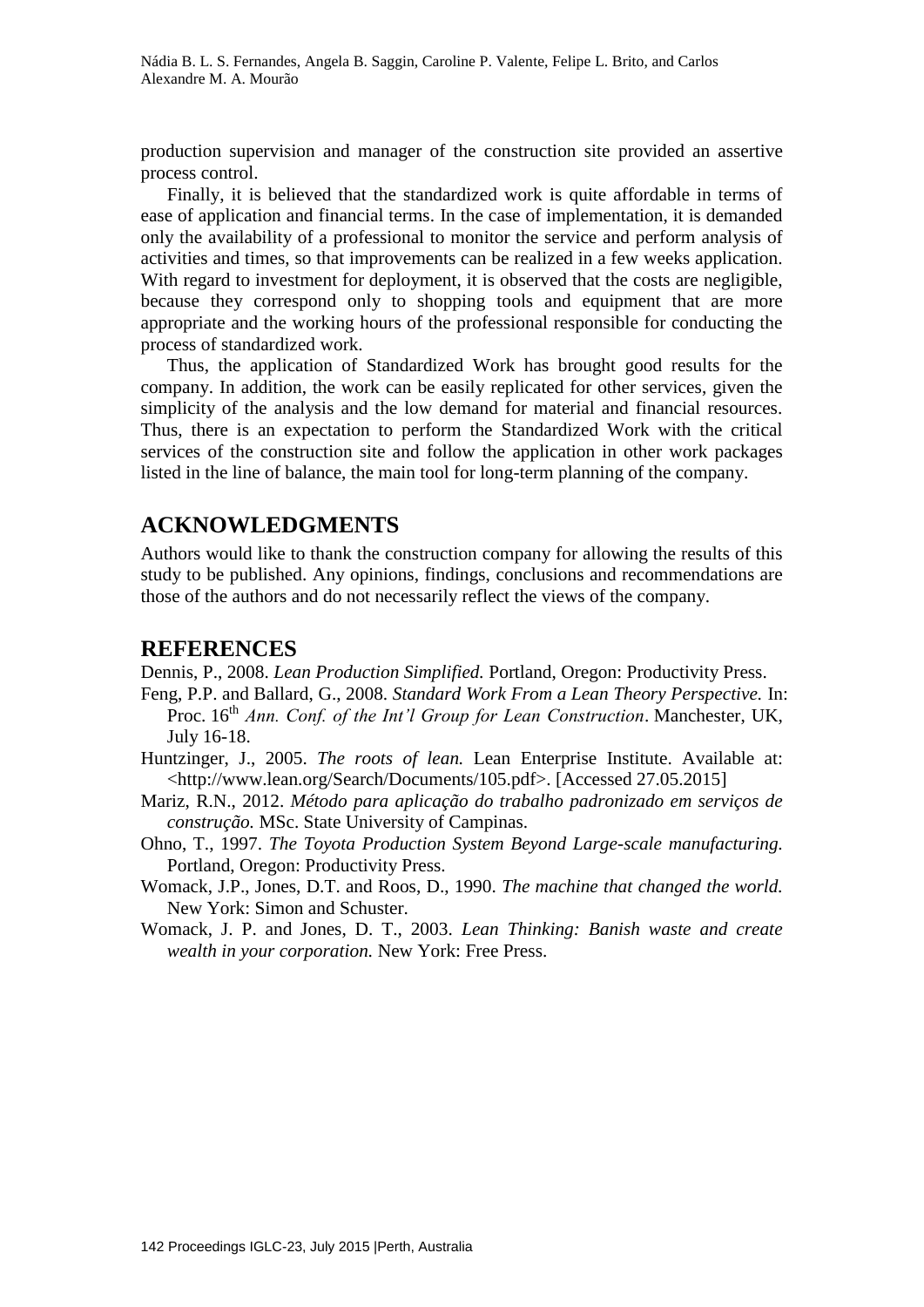production supervision and manager of the construction site provided an assertive process control.

Finally, it is believed that the standardized work is quite affordable in terms of ease of application and financial terms. In the case of implementation, it is demanded only the availability of a professional to monitor the service and perform analysis of activities and times, so that improvements can be realized in a few weeks application. With regard to investment for deployment, it is observed that the costs are negligible, because they correspond only to shopping tools and equipment that are more appropriate and the working hours of the professional responsible for conducting the process of standardized work.

Thus, the application of Standardized Work has brought good results for the company. In addition, the work can be easily replicated for other services, given the simplicity of the analysis and the low demand for material and financial resources. Thus, there is an expectation to perform the Standardized Work with the critical services of the construction site and follow the application in other work packages listed in the line of balance, the main tool for long-term planning of the company.

## ACKNOWLEDGMENTS

Authors would like to thank the construction company for allowing the results of this study to be published. Any opinions, findings, conclusions and recommendations are those of the authors and do not necessarily reflect the views of the company.

## REFERENCES

Dennis, P., 2008. *Lean Production Simplified.* Portland, Oregon: Productivity Press.

Feng, P.P. and Ballard, G., 2008. *Standard Work From a Lean Theory Perspective.* In: Proc. 16th *Ann. Conf. of the Int'l Group for Lean Construction*. Manchester, UK, July 16-18.

Huntzinger, J., 2005. *The roots of lean.* Lean Enterprise Institute. Available at: <http://www.lean.org/Search/Documents/105.pdf>. [Accessed 27.05.2015]

Mariz, R.N., 2012. *Método para aplicação do trabalho padronizado em serviços de construção.* MSc. State University of Campinas.

Ohno, T., 1997. *The Toyota Production System Beyond Large-scale manufacturing.* Portland, Oregon: Productivity Press.

Womack, J.P., Jones, D.T. and Roos, D., 1990. *The machine that changed the world.* New York: Simon and Schuster.

Womack, J. P. and Jones, D. T., 2003. *Lean Thinking: Banish waste and create wealth in your corporation.* New York: Free Press.